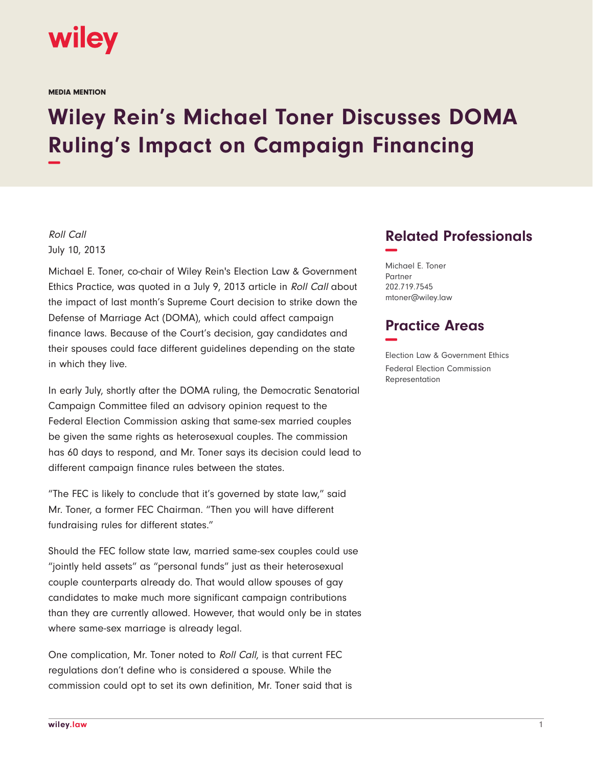wiley

MEDIA MENTION

# Wiley Rein's Michael Toner Discusses DOMA Ruling's Impact on Campaign Financing

*Roll Call*
July 10, 2013

Michael E. Toner, co-chair of Wiley Rein's Election Law & Government Ethics Practice, was quoted in a July 9, 2013 article in *Roll Call* about the impact of last month's Supreme Court decision to strike down the Defense of Marriage Act (DOMA), which could affect campaign finance laws. Because of the Court's decision, gay candidates and their spouses could face different guidelines depending on the state in which they live.

In early July, shortly after the DOMA ruling, the Democratic Senatorial Campaign Committee filed an advisory opinion request to the Federal Election Commission asking that same-sex married couples be given the same rights as heterosexual couples. The commission has 60 days to respond, and Mr. Toner says its decision could lead to different campaign finance rules between the states.

"The FEC is likely to conclude that it's governed by state law," said Mr. Toner, a former FEC Chairman. "Then you will have different fundraising rules for different states."

Should the FEC follow state law, married same-sex couples could use "jointly held assets" as "personal funds" just as their heterosexual couple counterparts already do. That would allow spouses of gay candidates to make much more significant campaign contributions than they are currently allowed. However, that would only be in states where same-sex marriage is already legal.

One complication, Mr. Toner noted to *Roll Call*, is that current FEC regulations don't define who is considered a spouse. While the commission could opt to set its own definition, Mr. Toner said that is

## Related Professionals

Michael E. Toner
Partner
202.719.7545
mtoner@wiley.law

## Practice Areas

Election Law & Government Ethics
Federal Election Commission Representation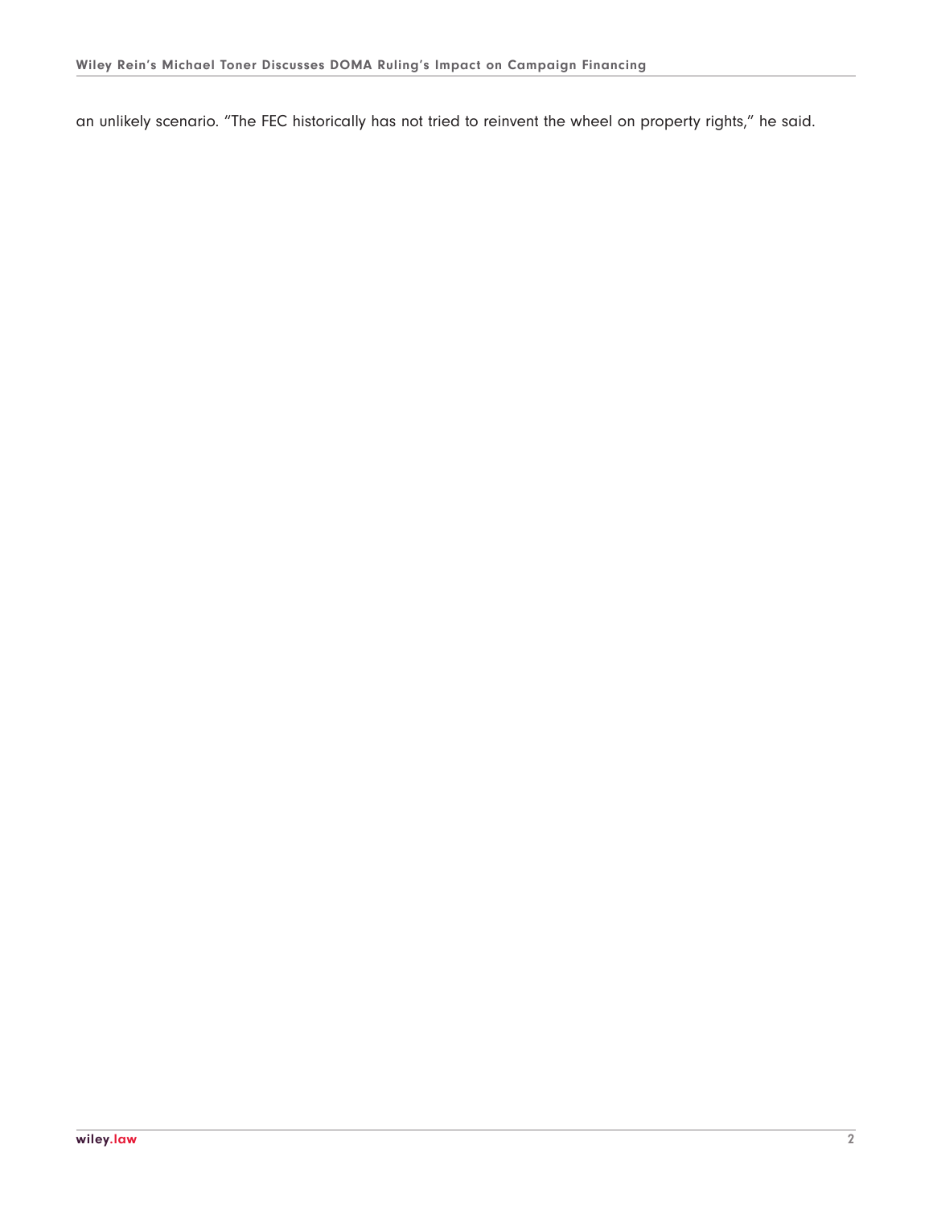an unlikely scenario. “The FEC historically has not tried to reinvent the wheel on property rights,” he said.